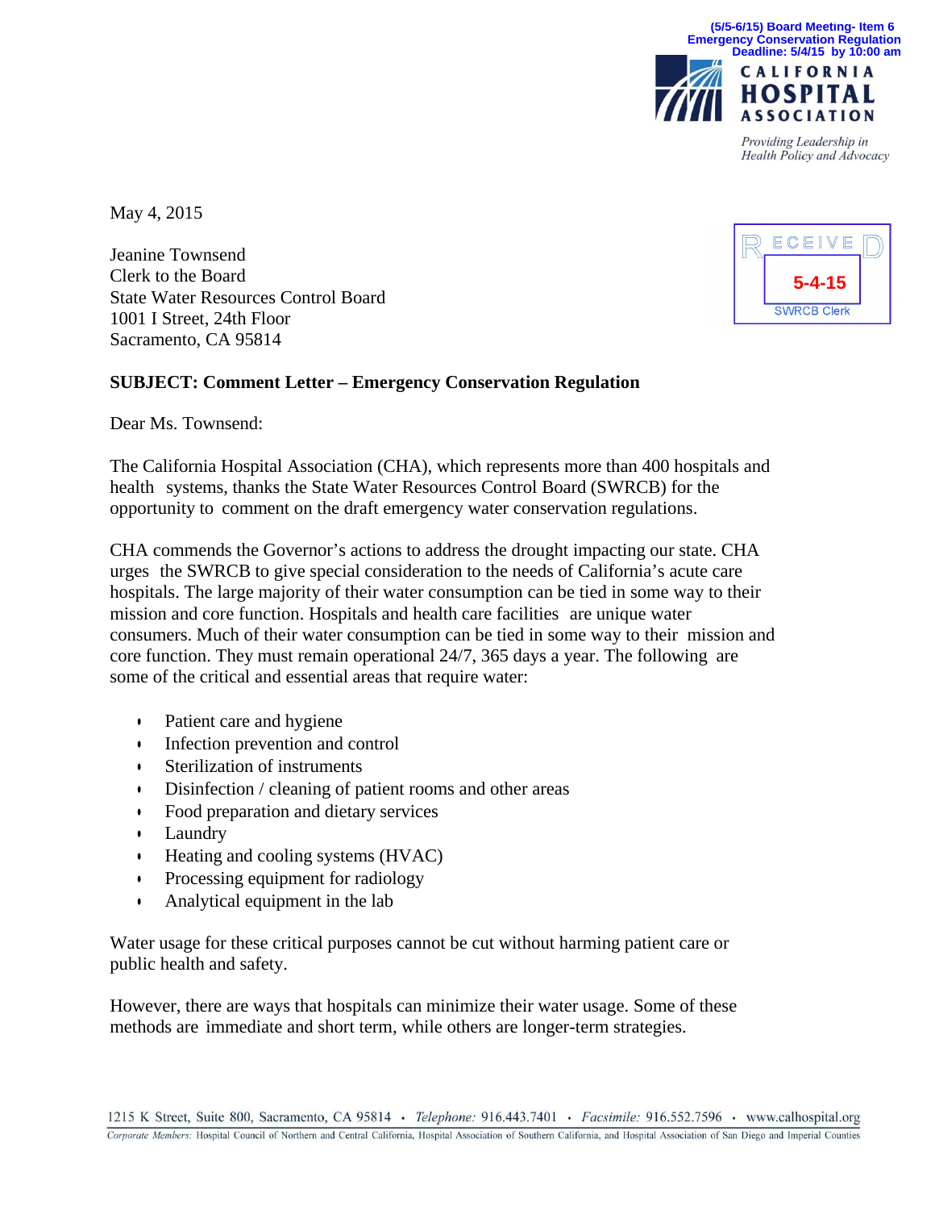(5/5-6/15) Board Meeting- Item 6
Emergency Conservation Regulation
Deadline: 5/4/15 by 10:00 am

CALIFORNIA HOSPITAL ASSOCIATION

*Providing Leadership in Health Policy and Advocacy*

RECEIVED
5-4-15
SWRCB Clerk

May 4, 2015

Jeanine Townsend
Clerk to the Board
State Water Resources Control Board
1001 I Street, 24th Floor
Sacramento, CA 95814

**SUBJECT: Comment Letter – Emergency Conservation Regulation**

Dear Ms. Townsend:

The California Hospital Association (CHA), which represents more than 400 hospitals and health systems, thanks the State Water Resources Control Board (SWRCB) for the opportunity to comment on the draft emergency water conservation regulations.

CHA commends the Governor's actions to address the drought impacting our state. CHA urges the SWRCB to give special consideration to the needs of California's acute care hospitals. The large majority of their water consumption can be tied in some way to their mission and core function. Hospitals and health care facilities are unique water consumers. Much of their water consumption can be tied in some way to their mission and core function. They must remain operational 24/7, 365 days a year. The following are some of the critical and essential areas that require water:

- Patient care and hygiene
- Infection prevention and control
- Sterilization of instruments
- Disinfection / cleaning of patient rooms and other areas
- Food preparation and dietary services
- Laundry
- Heating and cooling systems (HVAC)
- Processing equipment for radiology
- Analytical equipment in the lab

Water usage for these critical purposes cannot be cut without harming patient care or public health and safety.

However, there are ways that hospitals can minimize their water usage. Some of these methods are immediate and short term, while others are longer-term strategies.

1215 K Street, Suite 800, Sacramento, CA 95814 • *Telephone:* 916.443.7401 • *Facsimile:* 916.552.7596 • www.calhospital.org

*Corporate Members:* Hospital Council of Northern and Central California, Hospital Association of Southern California, and Hospital Association of San Diego and Imperial Counties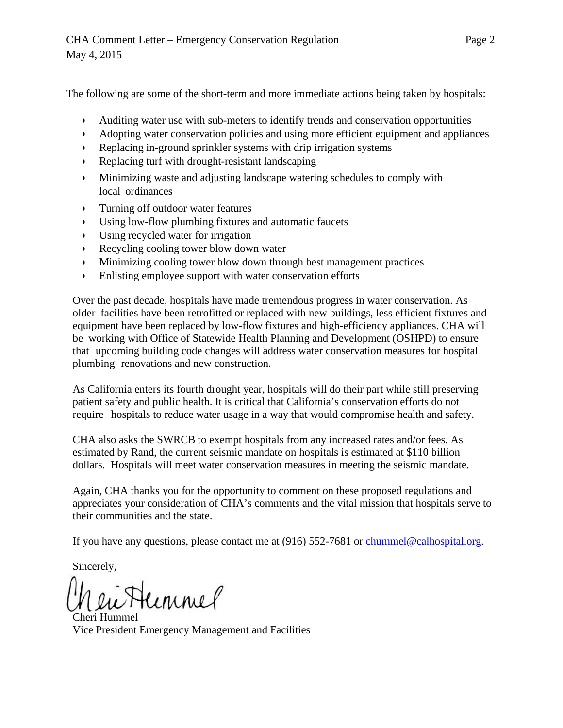The following are some of the short-term and more immediate actions being taken by hospitals:

- Auditing water use with sub-meters to identify trends and conservation opportunities
- Adopting water conservation policies and using more efficient equipment and appliances
- Replacing in-ground sprinkler systems with drip irrigation systems
- Replacing turf with drought-resistant landscaping
- Minimizing waste and adjusting landscape watering schedules to comply with local ordinances
- Turning off outdoor water features
- Using low-flow plumbing fixtures and automatic faucets
- Using recycled water for irrigation
- Recycling cooling tower blow down water
- Minimizing cooling tower blow down through best management practices
- Enlisting employee support with water conservation efforts

Over the past decade, hospitals have made tremendous progress in water conservation. As older facilities have been retrofitted or replaced with new buildings, less efficient fixtures and equipment have been replaced by low-flow fixtures and high-efficiency appliances. CHA will be working with Office of Statewide Health Planning and Development (OSHPD) to ensure that upcoming building code changes will address water conservation measures for hospital plumbing renovations and new construction.

As California enters its fourth drought year, hospitals will do their part while still preserving patient safety and public health. It is critical that California's conservation efforts do not require hospitals to reduce water usage in a way that would compromise health and safety.

CHA also asks the SWRCB to exempt hospitals from any increased rates and/or fees. As estimated by Rand, the current seismic mandate on hospitals is estimated at $110 billion dollars. Hospitals will meet water conservation measures in meeting the seismic mandate.

Again, CHA thanks you for the opportunity to comment on these proposed regulations and appreciates your consideration of CHA's comments and the vital mission that hospitals serve to their communities and the state.

If you have any questions, please contact me at (916) 552-7681 or chummel@calhospital.org.

Sincerely,

Cheri Hummel

Cheri Hummel
Vice President Emergency Management and Facilities